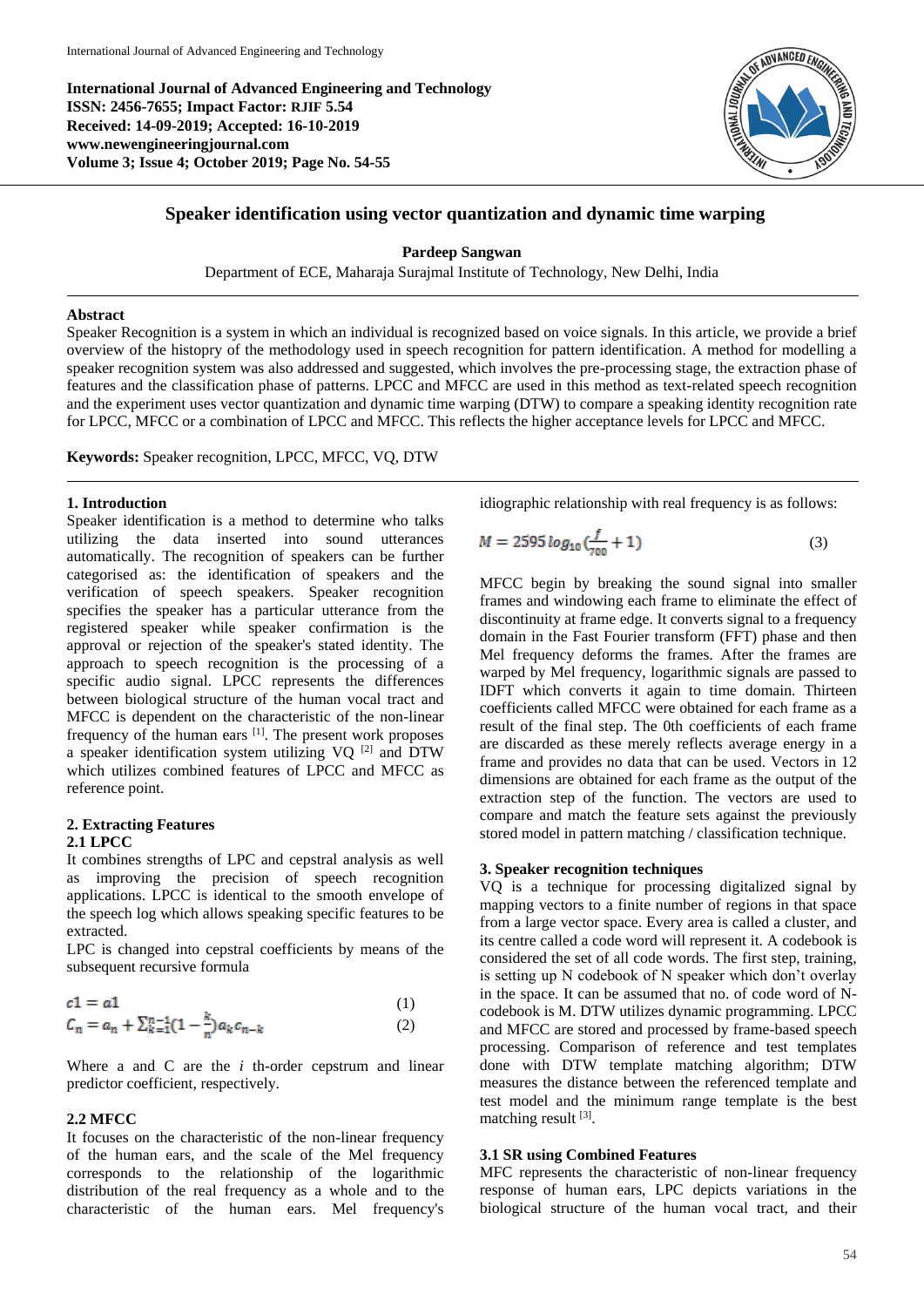**International Journal of Advanced Engineering and Technology**
**ISSN: 2456-7655; Impact Factor: RJIF 5.54**
**Received: 14-09-2019; Accepted: 16-10-2019**
**www.newengineeringjournal.com**
**Volume 3; Issue 4; October 2019; Page No. 54-55**

# Speaker identification using vector quantization and dynamic time warping

**Pardeep Sangwan**

Department of ECE, Maharaja Surajmal Institute of Technology, New Delhi, India

## Abstract

Speaker Recognition is a system in which an individual is recognized based on voice signals. In this article, we provide a brief overview of the histopry of the methodology used in speech recognition for pattern identification. A method for modelling a speaker recognition system was also addressed and suggested, which involves the pre-processing stage, the extraction phase of features and the classification phase of patterns. LPCC and MFCC are used in this method as text-related speech recognition and the experiment uses vector quantization and dynamic time warping (DTW) to compare a speaking identity recognition rate for LPCC, MFCC or a combination of LPCC and MFCC. This reflects the higher acceptance levels for LPCC and MFCC.

**Keywords:** Speaker recognition, LPCC, MFCC, VQ, DTW

## 1. Introduction

Speaker identification is a method to determine who talks utilizing the data inserted into sound utterances automatically. The recognition of speakers can be further categorised as: the identification of speakers and the verification of speech speakers. Speaker recognition specifies the speaker has a particular utterance from the registered speaker while speaker confirmation is the approval or rejection of the speaker's stated identity. The approach to speech recognition is the processing of a specific audio signal. LPCC represents the differences between biological structure of the human vocal tract and MFCC is dependent on the characteristic of the non-linear frequency of the human ears [1]. The present work proposes a speaker identification system utilizing VQ [2] and DTW which utilizes combined features of LPCC and MFCC as reference point.

## 2. Extracting Features

### 2.1 LPCC

It combines strengths of LPC and cepstral analysis as well as improving the precision of speech recognition applications. LPCC is identical to the smooth envelope of the speech log which allows speaking specific features to be extracted.

LPC is changed into cepstral coefficients by means of the subsequent recursive formula

$$c1 = a1 \tag{1}$$

$$C_n = a_n + \sum_{k=1}^{n-1}\left(1 - \frac{k}{n}\right) a_k c_{n-k} \tag{2}$$

Where a and C are the *i* th-order cepstrum and linear predictor coefficient, respectively.

### 2.2 MFCC

It focuses on the characteristic of the non-linear frequency of the human ears, and the scale of the Mel frequency corresponds to the relationship of the logarithmic distribution of the real frequency as a whole and to the characteristic of the human ears. Mel frequency's idiographic relationship with real frequency is as follows:

$$M = 2595\, log_{10}\left(\frac{f}{700} + 1\right) \tag{3}$$

MFCC begin by breaking the sound signal into smaller frames and windowing each frame to eliminate the effect of discontinuity at frame edge. It converts signal to a frequency domain in the Fast Fourier transform (FFT) phase and then Mel frequency deforms the frames. After the frames are warped by Mel frequency, logarithmic signals are passed to IDFT which converts it again to time domain. Thirteen coefficients called MFCC were obtained for each frame as a result of the final step. The 0th coefficients of each frame are discarded as these merely reflects average energy in a frame and provides no data that can be used. Vectors in 12 dimensions are obtained for each frame as the output of the extraction step of the function. The vectors are used to compare and match the feature sets against the previously stored model in pattern matching / classification technique.

## 3. Speaker recognition techniques

VQ is a technique for processing digitalized signal by mapping vectors to a finite number of regions in that space from a large vector space. Every area is called a cluster, and its centre called a code word will represent it. A codebook is considered the set of all code words. The first step, training, is setting up N codebook of N speaker which don't overlay in the space. It can be assumed that no. of code word of N-codebook is M. DTW utilizes dynamic programming. LPCC and MFCC are stored and processed by frame-based speech processing. Comparison of reference and test templates done with DTW template matching algorithm; DTW measures the distance between the referenced template and test model and the minimum range template is the best matching result [3].

### 3.1 SR using Combined Features

MFC represents the characteristic of non-linear frequency response of human ears, LPC depicts variations in the biological structure of the human vocal tract, and their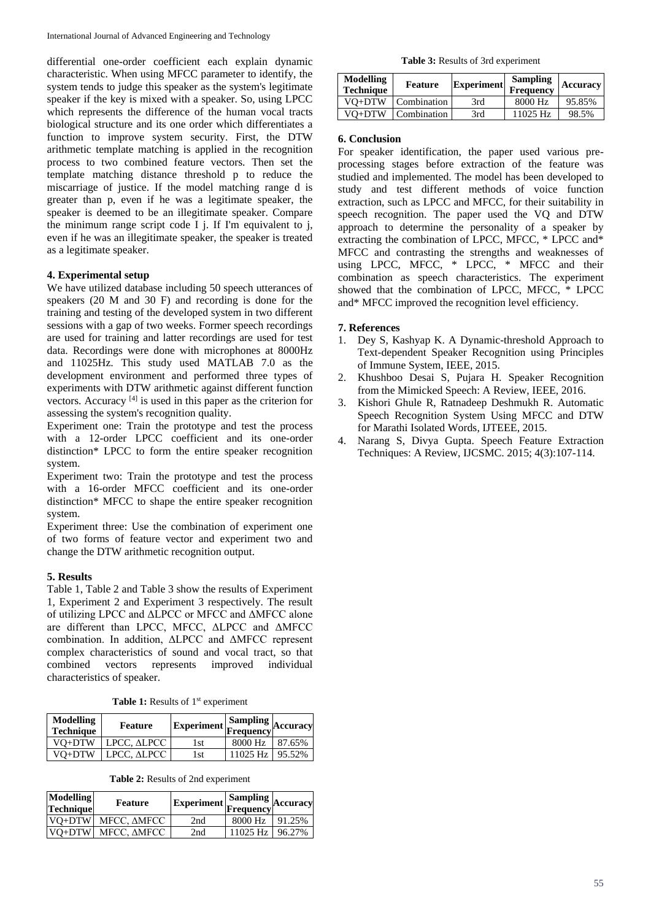differential one-order coefficient each explain dynamic characteristic. When using MFCC parameter to identify, the system tends to judge this speaker as the system's legitimate speaker if the key is mixed with a speaker. So, using LPCC which represents the difference of the human vocal tracts biological structure and its one order which differentiates a function to improve system security. First, the DTW arithmetic template matching is applied in the recognition process to two combined feature vectors. Then set the template matching distance threshold p to reduce the miscarriage of justice. If the model matching range d is greater than p, even if he was a legitimate speaker, the speaker is deemed to be an illegitimate speaker. Compare the minimum range script code I j. If I'm equivalent to j, even if he was an illegitimate speaker, the speaker is treated as a legitimate speaker.

## 4. Experimental setup

We have utilized database including 50 speech utterances of speakers (20 M and 30 F) and recording is done for the training and testing of the developed system in two different sessions with a gap of two weeks. Former speech recordings are used for training and latter recordings are used for test data. Recordings were done with microphones at 8000Hz and 11025Hz. This study used MATLAB 7.0 as the development environment and performed three types of experiments with DTW arithmetic against different function vectors. Accuracy [4] is used in this paper as the criterion for assessing the system's recognition quality.

Experiment one: Train the prototype and test the process with a 12-order LPCC coefficient and its one-order distinction* LPCC to form the entire speaker recognition system.

Experiment two: Train the prototype and test the process with a 16-order MFCC coefficient and its one-order distinction* MFCC to shape the entire speaker recognition system.

Experiment three: Use the combination of experiment one of two forms of feature vector and experiment two and change the DTW arithmetic recognition output.

## 5. Results

Table 1, Table 2 and Table 3 show the results of Experiment 1, Experiment 2 and Experiment 3 respectively. The result of utilizing LPCC and ΔLPCC or MFCC and ΔMFCC alone are different than LPCC, MFCC, ΔLPCC and ΔMFCC combination. In addition, ΔLPCC and ΔMFCC represent complex characteristics of sound and vocal tract, so that combined vectors represents improved individual characteristics of speaker.

**Table 1:** Results of 1st experiment

| Modelling Technique | Feature | Experiment | Sampling Frequency | Accuracy |
|---|---|---|---|---|
| VQ+DTW | LPCC, ΔLPCC | 1st | 8000 Hz | 87.65% |
| VQ+DTW | LPCC, ΔLPCC | 1st | 11025 Hz | 95.52% |

**Table 2:** Results of 2nd experiment

| Modelling Technique | Feature | Experiment | Sampling Frequency | Accuracy |
|---|---|---|---|---|
| VQ+DTW | MFCC, ΔMFCC | 2nd | 8000 Hz | 91.25% |
| VQ+DTW | MFCC, ΔMFCC | 2nd | 11025 Hz | 96.27% |

**Table 3:** Results of 3rd experiment

| Modelling Technique | Feature | Experiment | Sampling Frequency | Accuracy |
|---|---|---|---|---|
| VQ+DTW | Combination | 3rd | 8000 Hz | 95.85% |
| VQ+DTW | Combination | 3rd | 11025 Hz | 98.5% |

## 6. Conclusion

For speaker identification, the paper used various pre-processing stages before extraction of the feature was studied and implemented. The model has been developed to study and test different methods of voice function extraction, such as LPCC and MFCC, for their suitability in speech recognition. The paper used the VQ and DTW approach to determine the personality of a speaker by extracting the combination of LPCC, MFCC, * LPCC and* MFCC and contrasting the strengths and weaknesses of using LPCC, MFCC, * LPCC, * MFCC and their combination as speech characteristics. The experiment showed that the combination of LPCC, MFCC, * LPCC and* MFCC improved the recognition level efficiency.

## 7. References

1. Dey S, Kashyap K. A Dynamic-threshold Approach to Text-dependent Speaker Recognition using Principles of Immune System, IEEE, 2015.
2. Khushboo Desai S, Pujara H. Speaker Recognition from the Mimicked Speech: A Review, IEEE, 2016.
3. Kishori Ghule R, Ratnadeep Deshmukh R. Automatic Speech Recognition System Using MFCC and DTW for Marathi Isolated Words, IJTEEE, 2015.
4. Narang S, Divya Gupta. Speech Feature Extraction Techniques: A Review, IJCSMC. 2015; 4(3):107-114.